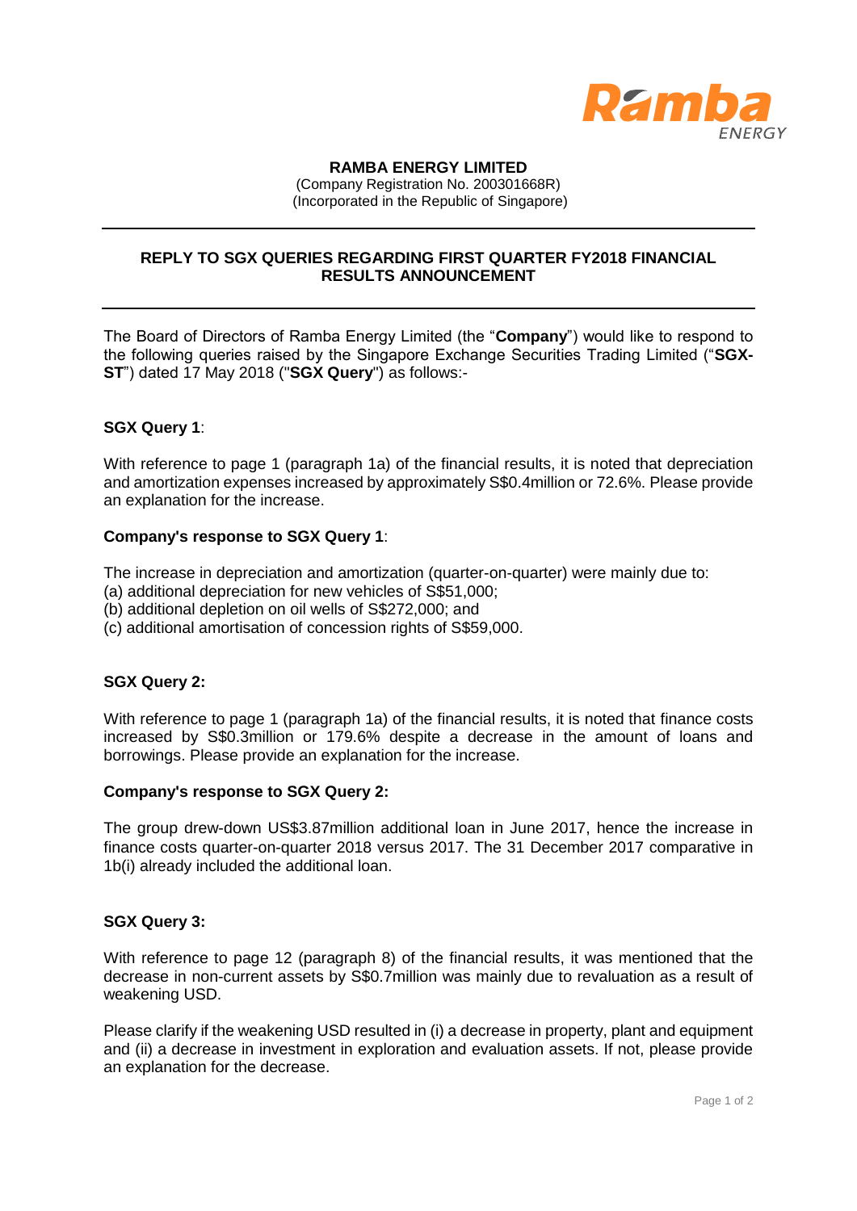**RAMBA ENERGY LIMITED**
(Company Registration No. 200301668R)
(Incorporated in the Republic of Singapore)

---

## REPLY TO SGX QUERIES REGARDING FIRST QUARTER FY2018 FINANCIAL RESULTS ANNOUNCEMENT

---

The Board of Directors of Ramba Energy Limited (the "**Company**") would like to respond to the following queries raised by the Singapore Exchange Securities Trading Limited ("**SGX-ST**") dated 17 May 2018 ("**SGX Query**") as follows:-

**SGX Query 1**:

With reference to page 1 (paragraph 1a) of the financial results, it is noted that depreciation and amortization expenses increased by approximately S$0.4million or 72.6%. Please provide an explanation for the increase.

**Company's response to SGX Query 1**:

The increase in depreciation and amortization (quarter-on-quarter) were mainly due to:
(a) additional depreciation for new vehicles of S$51,000;
(b) additional depletion on oil wells of S$272,000; and
(c) additional amortisation of concession rights of S$59,000.

**SGX Query 2:**

With reference to page 1 (paragraph 1a) of the financial results, it is noted that finance costs increased by S$0.3million or 179.6% despite a decrease in the amount of loans and borrowings. Please provide an explanation for the increase.

**Company's response to SGX Query 2:**

The group drew-down US$3.87million additional loan in June 2017, hence the increase in finance costs quarter-on-quarter 2018 versus 2017. The 31 December 2017 comparative in 1b(i) already included the additional loan.

**SGX Query 3:**

With reference to page 12 (paragraph 8) of the financial results, it was mentioned that the decrease in non-current assets by S$0.7million was mainly due to revaluation as a result of weakening USD.

Please clarify if the weakening USD resulted in (i) a decrease in property, plant and equipment and (ii) a decrease in investment in exploration and evaluation assets. If not, please provide an explanation for the decrease.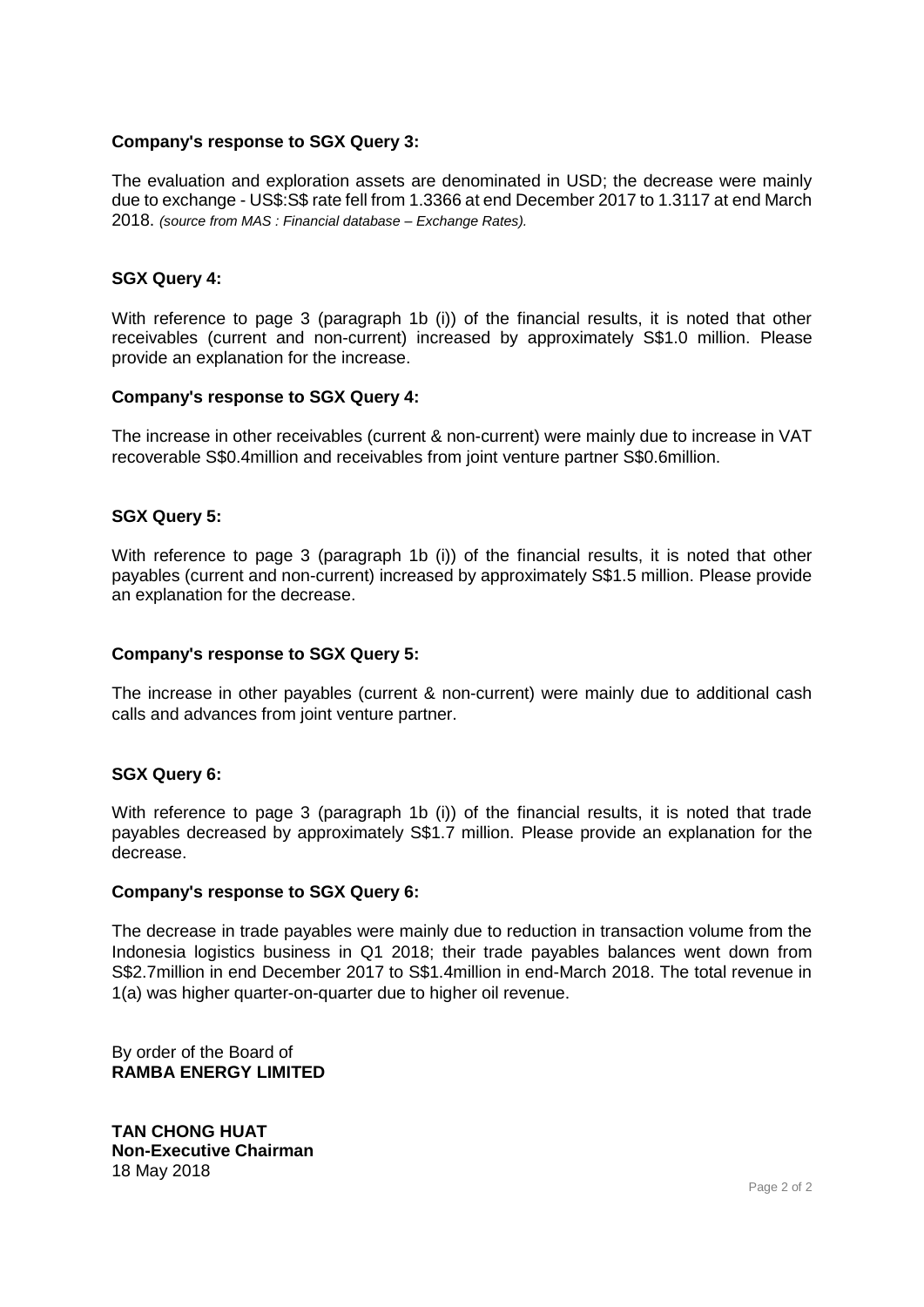**Company's response to SGX Query 3:**

The evaluation and exploration assets are denominated in USD; the decrease were mainly due to exchange - US$:S$ rate fell from 1.3366 at end December 2017 to 1.3117 at end March 2018. *(source from MAS : Financial database – Exchange Rates).*

**SGX Query 4:**

With reference to page 3 (paragraph 1b (i)) of the financial results, it is noted that other receivables (current and non-current) increased by approximately S$1.0 million. Please provide an explanation for the increase.

**Company's response to SGX Query 4:**

The increase in other receivables (current & non-current) were mainly due to increase in VAT recoverable S$0.4million and receivables from joint venture partner S$0.6million.

**SGX Query 5:**

With reference to page 3 (paragraph 1b (i)) of the financial results, it is noted that other payables (current and non-current) increased by approximately S$1.5 million. Please provide an explanation for the decrease.

**Company's response to SGX Query 5:**

The increase in other payables (current & non-current) were mainly due to additional cash calls and advances from joint venture partner.

**SGX Query 6:**

With reference to page 3 (paragraph 1b (i)) of the financial results, it is noted that trade payables decreased by approximately S$1.7 million. Please provide an explanation for the decrease.

**Company's response to SGX Query 6:**

The decrease in trade payables were mainly due to reduction in transaction volume from the Indonesia logistics business in Q1 2018; their trade payables balances went down from S$2.7million in end December 2017 to S$1.4million in end-March 2018. The total revenue in 1(a) was higher quarter-on-quarter due to higher oil revenue.

By order of the Board of
**RAMBA ENERGY LIMITED**

**TAN CHONG HUAT**
**Non-Executive Chairman**
18 May 2018